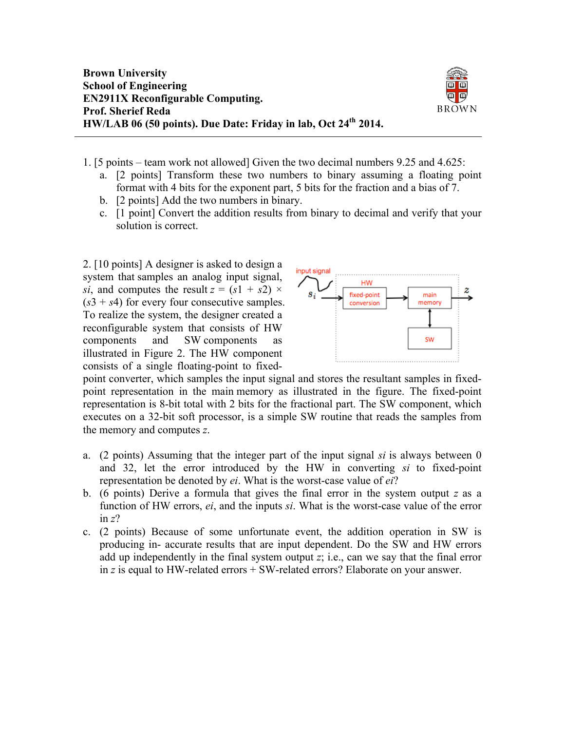**Brown University**
**School of Engineering**
**EN2911X Reconfigurable Computing.**
**Prof. Sherief Reda**
**HW/LAB 06 (50 points). Due Date: Friday in lab, Oct 24th 2014.**

---

1. [5 points – team work not allowed] Given the two decimal numbers 9.25 and 4.625:
   a. [2 points] Transform these two numbers to binary assuming a floating point format with 4 bits for the exponent part, 5 bits for the fraction and a bias of 7.
   b. [2 points] Add the two numbers in binary.
   c. [1 point] Convert the addition results from binary to decimal and verify that your solution is correct.

2. [10 points] A designer is asked to design a system that samples an analog input signal, *si*, and computes the result $z = (s1 + s2) \times (s3 + s4)$ for every four consecutive samples. To realize the system, the designer created a reconfigurable system that consists of HW components and SW components as illustrated in Figure 2. The HW component consists of a single floating-point to fixed-point converter, which samples the input signal and stores the resultant samples in fixed-point representation in the main memory as illustrated in the figure. The fixed-point representation is 8-bit total with 2 bits for the fractional part. The SW component, which executes on a 32-bit soft processor, is a simple SW routine that reads the samples from the memory and computes *z*.

   a. (2 points) Assuming that the integer part of the input signal *si* is always between 0 and 32, let the error introduced by the HW in converting *si* to fixed-point representation be denoted by *ei*. What is the worst-case value of *ei*?
   b. (6 points) Derive a formula that gives the final error in the system output *z* as a function of HW errors, *ei*, and the inputs *si*. What is the worst-case value of the error in *z*?
   c. (2 points) Because of some unfortunate event, the addition operation in SW is producing in- accurate results that are input dependent. Do the SW and HW errors add up independently in the final system output *z*; i.e., can we say that the final error in *z* is equal to HW-related errors + SW-related errors? Elaborate on your answer.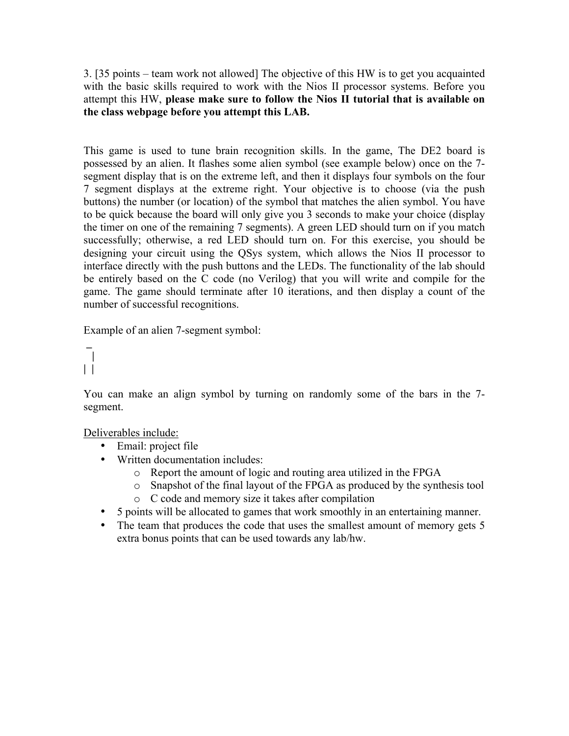3. [35 points – team work not allowed] The objective of this HW is to get you acquainted with the basic skills required to work with the Nios II processor systems. Before you attempt this HW, **please make sure to follow the Nios II tutorial that is available on the class webpage before you attempt this LAB.**

This game is used to tune brain recognition skills. In the game, The DE2 board is possessed by an alien. It flashes some alien symbol (see example below) once on the 7-segment display that is on the extreme left, and then it displays four symbols on the four 7 segment displays at the extreme right. Your objective is to choose (via the push buttons) the number (or location) of the symbol that matches the alien symbol. You have to be quick because the board will only give you 3 seconds to make your choice (display the timer on one of the remaining 7 segments). A green LED should turn on if you match successfully; otherwise, a red LED should turn on. For this exercise, you should be designing your circuit using the QSys system, which allows the Nios II processor to interface directly with the push buttons and the LEDs. The functionality of the lab should be entirely based on the C code (no Verilog) that you will write and compile for the game. The game should terminate after 10 iterations, and then display a count of the number of successful recognitions.

Example of an alien 7-segment symbol:

```
 _
  |
| |
```

You can make an align symbol by turning on randomly some of the bars in the 7-segment.

Deliverables include:

- Email: project file
- Written documentation includes:
  - Report the amount of logic and routing area utilized in the FPGA
  - Snapshot of the final layout of the FPGA as produced by the synthesis tool
  - C code and memory size it takes after compilation
- 5 points will be allocated to games that work smoothly in an entertaining manner.
- The team that produces the code that uses the smallest amount of memory gets 5 extra bonus points that can be used towards any lab/hw.